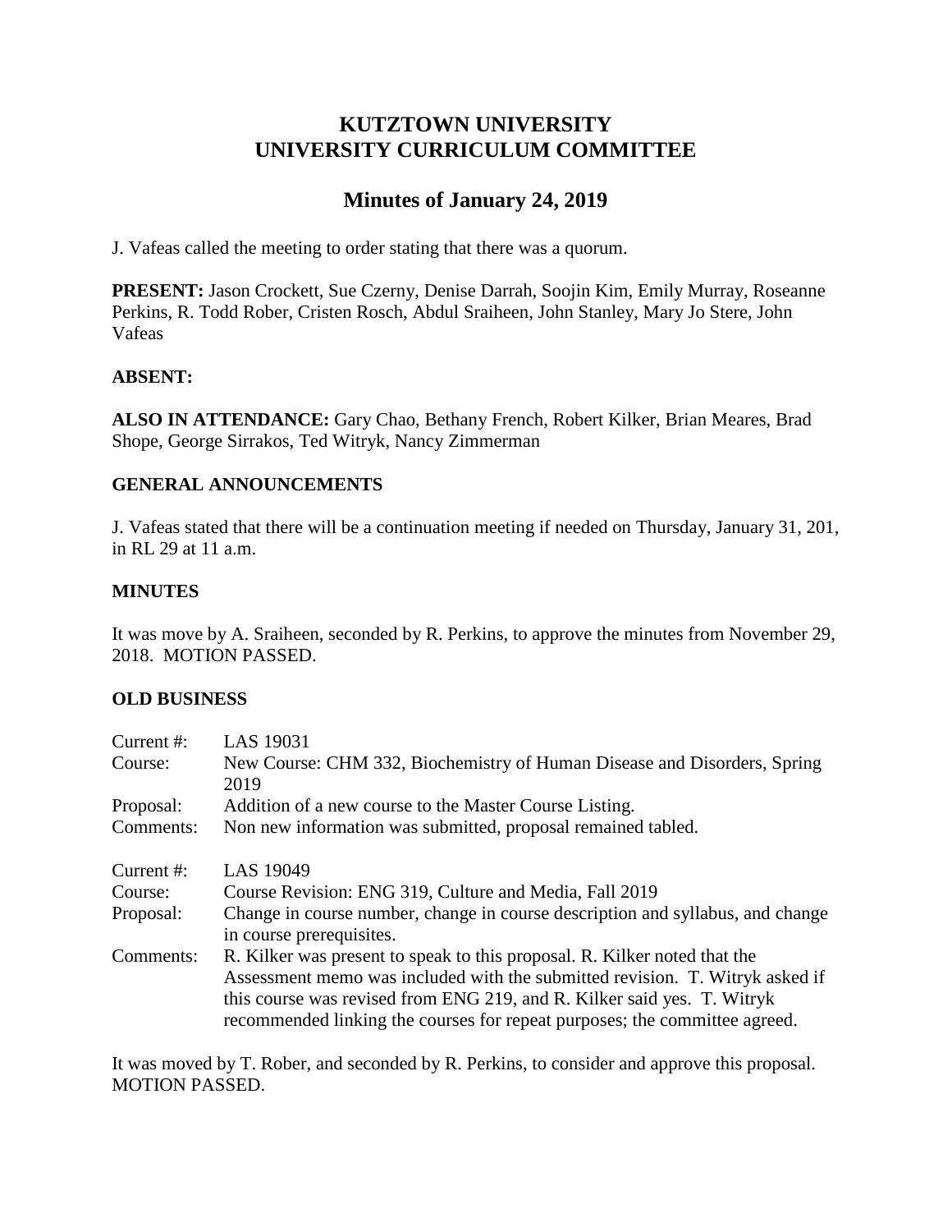# KUTZTOWN UNIVERSITY
# UNIVERSITY CURRICULUM COMMITTEE

## Minutes of January 24, 2019

J. Vafeas called the meeting to order stating that there was a quorum.

**PRESENT:** Jason Crockett, Sue Czerny, Denise Darrah, Soojin Kim, Emily Murray, Roseanne Perkins, R. Todd Rober, Cristen Rosch, Abdul Sraiheen, John Stanley, Mary Jo Stere, John Vafeas

**ABSENT:**

**ALSO IN ATTENDANCE:** Gary Chao, Bethany French, Robert Kilker, Brian Meares, Brad Shope, George Sirrakos, Ted Witryk, Nancy Zimmerman

### GENERAL ANNOUNCEMENTS

J. Vafeas stated that there will be a continuation meeting if needed on Thursday, January 31, 201, in RL 29 at 11 a.m.

### MINUTES

It was move by A. Sraiheen, seconded by R. Perkins, to approve the minutes from November 29, 2018. MOTION PASSED.

### OLD BUSINESS

Current #: LAS 19031
Course: New Course: CHM 332, Biochemistry of Human Disease and Disorders, Spring 2019
Proposal: Addition of a new course to the Master Course Listing.
Comments: Non new information was submitted, proposal remained tabled.

Current #: LAS 19049
Course: Course Revision: ENG 319, Culture and Media, Fall 2019
Proposal: Change in course number, change in course description and syllabus, and change in course prerequisites.
Comments: R. Kilker was present to speak to this proposal. R. Kilker noted that the Assessment memo was included with the submitted revision. T. Witryk asked if this course was revised from ENG 219, and R. Kilker said yes. T. Witryk recommended linking the courses for repeat purposes; the committee agreed.

It was moved by T. Rober, and seconded by R. Perkins, to consider and approve this proposal. MOTION PASSED.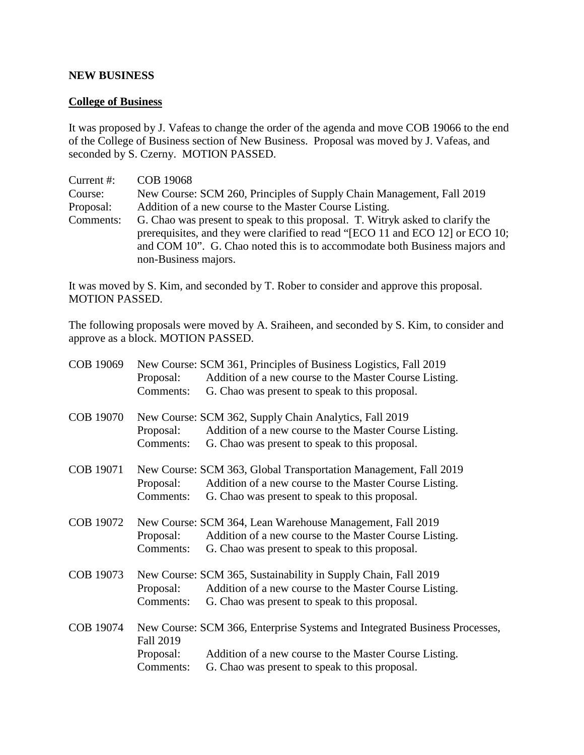**NEW BUSINESS**

**College of Business**

It was proposed by J. Vafeas to change the order of the agenda and move COB 19066 to the end of the College of Business section of New Business. Proposal was moved by J. Vafeas, and seconded by S. Czerny. MOTION PASSED.

Current #: COB 19068
Course: New Course: SCM 260, Principles of Supply Chain Management, Fall 2019
Proposal: Addition of a new course to the Master Course Listing.
Comments: G. Chao was present to speak to this proposal. T. Witryk asked to clarify the prerequisites, and they were clarified to read "[ECO 11 and ECO 12] or ECO 10; and COM 10". G. Chao noted this is to accommodate both Business majors and non-Business majors.

It was moved by S. Kim, and seconded by T. Rober to consider and approve this proposal. MOTION PASSED.

The following proposals were moved by A. Sraiheen, and seconded by S. Kim, to consider and approve as a block. MOTION PASSED.

COB 19069 New Course: SCM 361, Principles of Business Logistics, Fall 2019
Proposal: Addition of a new course to the Master Course Listing.
Comments: G. Chao was present to speak to this proposal.

COB 19070 New Course: SCM 362, Supply Chain Analytics, Fall 2019
Proposal: Addition of a new course to the Master Course Listing.
Comments: G. Chao was present to speak to this proposal.

COB 19071 New Course: SCM 363, Global Transportation Management, Fall 2019
Proposal: Addition of a new course to the Master Course Listing.
Comments: G. Chao was present to speak to this proposal.

COB 19072 New Course: SCM 364, Lean Warehouse Management, Fall 2019
Proposal: Addition of a new course to the Master Course Listing.
Comments: G. Chao was present to speak to this proposal.

COB 19073 New Course: SCM 365, Sustainability in Supply Chain, Fall 2019
Proposal: Addition of a new course to the Master Course Listing.
Comments: G. Chao was present to speak to this proposal.

COB 19074 New Course: SCM 366, Enterprise Systems and Integrated Business Processes, Fall 2019
Proposal: Addition of a new course to the Master Course Listing.
Comments: G. Chao was present to speak to this proposal.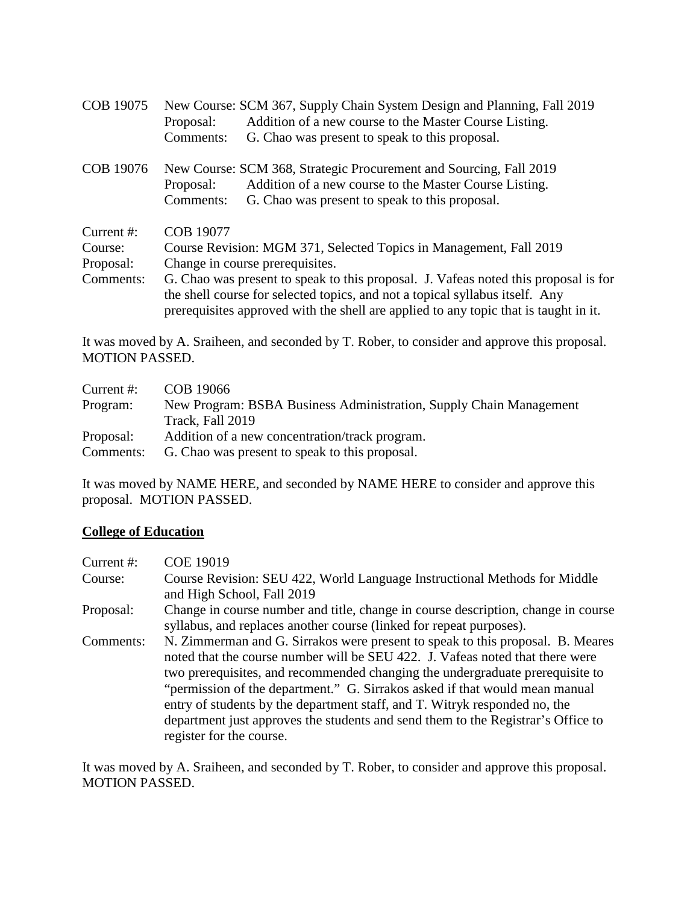COB 19075 New Course: SCM 367, Supply Chain System Design and Planning, Fall 2019
Proposal: Addition of a new course to the Master Course Listing.
Comments: G. Chao was present to speak to this proposal.

COB 19076 New Course: SCM 368, Strategic Procurement and Sourcing, Fall 2019
Proposal: Addition of a new course to the Master Course Listing.
Comments: G. Chao was present to speak to this proposal.

Current #: COB 19077
Course: Course Revision: MGM 371, Selected Topics in Management, Fall 2019
Proposal: Change in course prerequisites.
Comments: G. Chao was present to speak to this proposal. J. Vafeas noted this proposal is for the shell course for selected topics, and not a topical syllabus itself. Any prerequisites approved with the shell are applied to any topic that is taught in it.

It was moved by A. Sraiheen, and seconded by T. Rober, to consider and approve this proposal. MOTION PASSED.

Current #: COB 19066
Program: New Program: BSBA Business Administration, Supply Chain Management Track, Fall 2019
Proposal: Addition of a new concentration/track program.
Comments: G. Chao was present to speak to this proposal.

It was moved by NAME HERE, and seconded by NAME HERE to consider and approve this proposal. MOTION PASSED.

**College of Education**

Current #: COE 19019
Course: Course Revision: SEU 422, World Language Instructional Methods for Middle and High School, Fall 2019
Proposal: Change in course number and title, change in course description, change in course syllabus, and replaces another course (linked for repeat purposes).
Comments: N. Zimmerman and G. Sirrakos were present to speak to this proposal. B. Meares noted that the course number will be SEU 422. J. Vafeas noted that there were two prerequisites, and recommended changing the undergraduate prerequisite to "permission of the department." G. Sirrakos asked if that would mean manual entry of students by the department staff, and T. Witryk responded no, the department just approves the students and send them to the Registrar's Office to register for the course.

It was moved by A. Sraiheen, and seconded by T. Rober, to consider and approve this proposal. MOTION PASSED.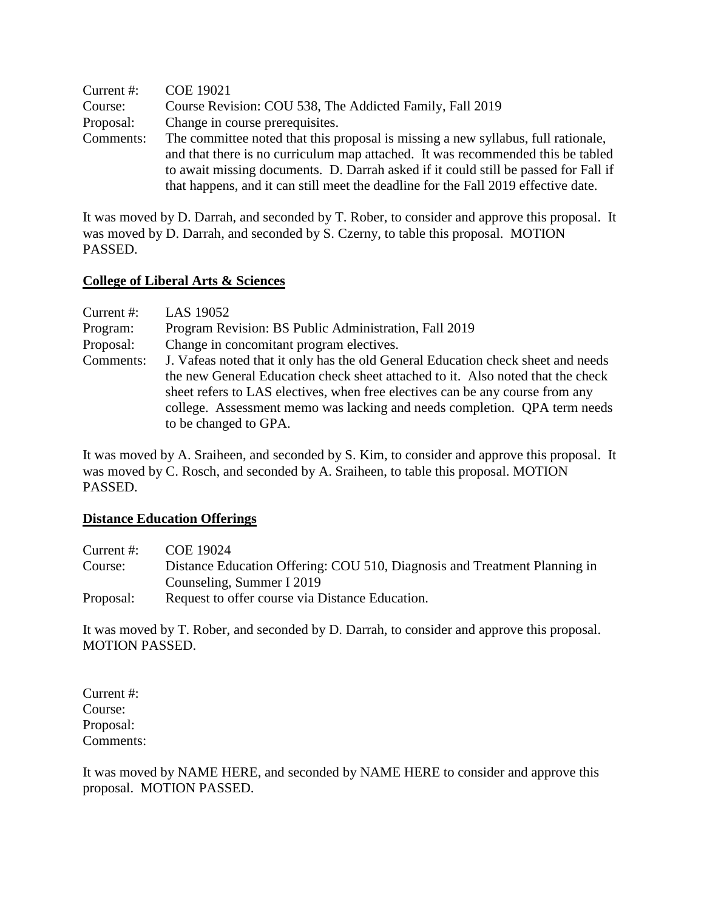Current #: COE 19021
Course: Course Revision: COU 538, The Addicted Family, Fall 2019
Proposal: Change in course prerequisites.
Comments: The committee noted that this proposal is missing a new syllabus, full rationale, and that there is no curriculum map attached. It was recommended this be tabled to await missing documents. D. Darrah asked if it could still be passed for Fall if that happens, and it can still meet the deadline for the Fall 2019 effective date.

It was moved by D. Darrah, and seconded by T. Rober, to consider and approve this proposal. It was moved by D. Darrah, and seconded by S. Czerny, to table this proposal. MOTION PASSED.

**College of Liberal Arts & Sciences**

Current #: LAS 19052
Program: Program Revision: BS Public Administration, Fall 2019
Proposal: Change in concomitant program electives.
Comments: J. Vafeas noted that it only has the old General Education check sheet and needs the new General Education check sheet attached to it. Also noted that the check sheet refers to LAS electives, when free electives can be any course from any college. Assessment memo was lacking and needs completion. QPA term needs to be changed to GPA.

It was moved by A. Sraiheen, and seconded by S. Kim, to consider and approve this proposal. It was moved by C. Rosch, and seconded by A. Sraiheen, to table this proposal. MOTION PASSED.

**Distance Education Offerings**

Current #: COE 19024
Course: Distance Education Offering: COU 510, Diagnosis and Treatment Planning in Counseling, Summer I 2019
Proposal: Request to offer course via Distance Education.

It was moved by T. Rober, and seconded by D. Darrah, to consider and approve this proposal. MOTION PASSED.

Current #:
Course:
Proposal:
Comments:

It was moved by NAME HERE, and seconded by NAME HERE to consider and approve this proposal. MOTION PASSED.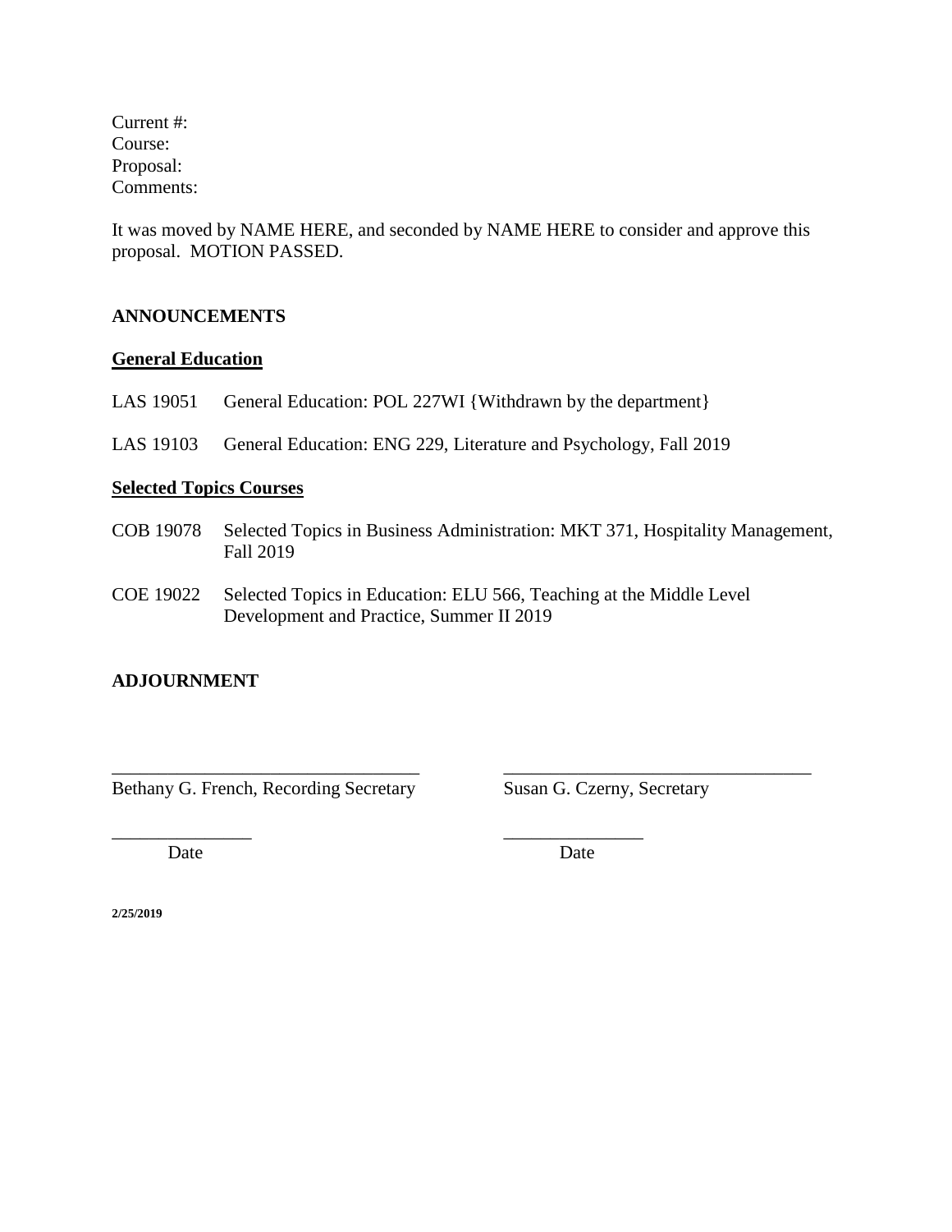Current #:
Course:
Proposal:
Comments:

It was moved by NAME HERE, and seconded by NAME HERE to consider and approve this proposal. MOTION PASSED.

**ANNOUNCEMENTS**

**General Education**

LAS 19051 General Education: POL 227WI {Withdrawn by the department}

LAS 19103 General Education: ENG 229, Literature and Psychology, Fall 2019

**Selected Topics Courses**

COB 19078 Selected Topics in Business Administration: MKT 371, Hospitality Management, Fall 2019

COE 19022 Selected Topics in Education: ELU 566, Teaching at the Middle Level Development and Practice, Summer II 2019

**ADJOURNMENT**

________________________________
Bethany G. French, Recording Secretary

________________________________
Susan G. Czerny, Secretary

_______________
Date

_______________
Date

**2/25/2019**